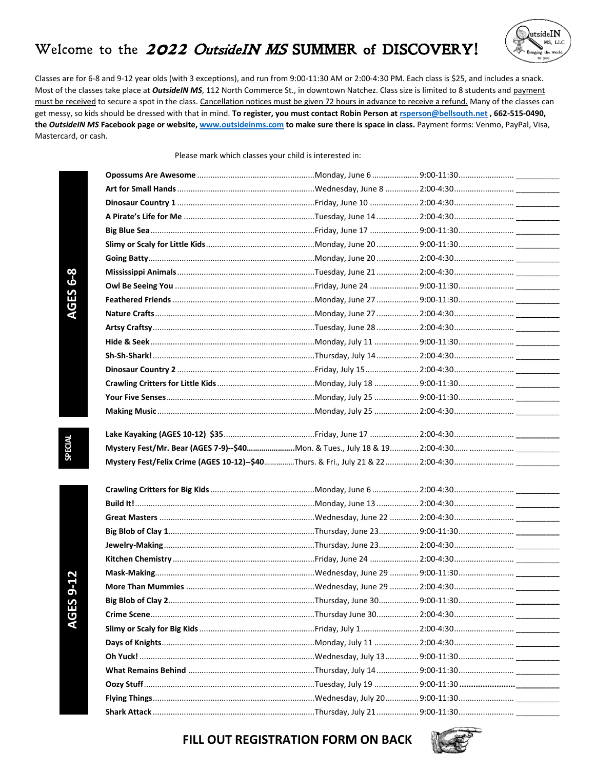# Welcome to the *2022 OutsideIN MS* SUMMER of DISCOVERY!

Classes are for 6-8 and 9-12 year olds (with 3 exceptions), and run from 9:00-11:30 AM or 2:00-4:30 PM. Each class is $25, and includes a snack. Most of the classes take place at ***OutsideIN MS***, 112 North Commerce St., in downtown Natchez. Class size is limited to 8 students and payment must be received to secure a spot in the class. Cancellation notices must be given 72 hours in advance to receive a refund. Many of the classes can get messy, so kids should be dressed with that in mind. **To register, you must contact Robin Person at rsperson@bellsouth.net , 662-515-0490, the *OutsideIN MS* Facebook page or website, www.outsideinms.com to make sure there is space in class.** Payment forms: Venmo, PayPal, Visa, Mastercard, or cash.

Please mark which classes your child is interested in:

## AGES 6-8

| Class | Date | Time | Mark |
|---|---|---|---|
| **Opossums Are Awesome** | Monday, June 6 | 9:00-11:30 | ______ |
| **Art for Small Hands** | Wednesday, June 8 | 2:00-4:30 | ______ |
| **Dinosaur Country 1** | Friday, June 10 | 2:00-4:30 | ______ |
| **A Pirate's Life for Me** | Tuesday, June 14 | 2:00-4:30 | ______ |
| **Big Blue Sea** | Friday, June 17 | 9:00-11:30 | ______ |
| **Slimy or Scaly for Little Kids** | Monday, June 20 | 9:00-11:30 | ______ |
| **Going Batty** | Monday, June 20 | 2:00-4:30 | ______ |
| **Mississippi Animals** | Tuesday, June 21 | 2:00-4:30 | ______ |
| **Owl Be Seeing You** | Friday, June 24 | 9:00-11:30 | ______ |
| **Feathered Friends** | Monday, June 27 | 9:00-11:30 | ______ |
| **Nature Crafts** | Monday, June 27 | 2:00-4:30 | ______ |
| **Artsy Craftsy** | Tuesday, June 28 | 2:00-4:30 | ______ |
| **Hide & Seek** | Monday, July 11 | 9:00-11:30 | ______ |
| **Sh-Sh-Shark!** | Thursday, July 14 | 2:00-4:30 | ______ |
| **Dinosaur Country 2** | Friday, July 15 | 2:00-4:30 | ______ |
| **Crawling Critters for Little Kids** | Monday, July 18 | 9:00-11:30 | ______ |
| **Your Five Senses** | Monday, July 25 | 9:00-11:30 | ______ |
| **Making Music** | Monday, July 25 | 2:00-4:30 | ______ |

## SPECIAL

| Class | Date | Time | Mark |
|---|---|---|---|
| **Lake Kayaking (AGES 10-12) $35** | Friday, June 17 | 2:00-4:30 | ______ |
| **Mystery Fest/Mr. Bear (AGES 7-9)--$40** | Mon. & Tues., July 18 & 19 | 2:00-4:30 | ______ |
| **Mystery Fest/Felix Crime (AGES 10-12)--$40** | Thurs. & Fri., July 21 & 22 | 2:00-4:30 | ______ |

## AGES 9-12

| Class | Date | Time | Mark |
|---|---|---|---|
| **Crawling Critters for Big Kids** | Monday, June 6 | 2:00-4:30 | ______ |
| **Build It!** | Monday, June 13 | 2:00-4:30 | ______ |
| **Great Masters** | Wednesday, June 22 | 2:00-4:30 | ______ |
| **Big Blob of Clay 1** | Thursday, June 23 | 9:00-11:30 | ______ |
| **Jewelry-Making** | Thursday, June 23 | 2:00-4:30 | ______ |
| **Kitchen Chemistry** | Friday, June 24 | 2:00-4:30 | ______ |
| **Mask-Making** | Wednesday, June 29 | 9:00-11:30 | ______ |
| **More Than Mummies** | Wednesday, June 29 | 2:00-4:30 | ______ |
| **Big Blob of Clay 2** | Thursday, June 30 | 9:00-11:30 | ______ |
| **Crime Scene** | Thursday June 30 | 2:00-4:30 | ______ |
| **Slimy or Scaly for Big Kids** | Friday, July 1 | 2:00-4:30 | ______ |
| **Days of Knights** | Monday, July 11 | 2:00-4:30 | ______ |
| **Oh Yuck!** | Wednesday, July 13 | 9:00-11:30 | ______ |
| **What Remains Behind** | Thursday, July 14 | 9:00-11:30 | ______ |
| **Oozy Stuff** | Tuesday, July 19 | 9:00-11:30 | ______ |
| **Flying Things** | Wednesday, July 20 | 9:00-11:30 | ______ |
| **Shark Attack** | Thursday, July 21 | 9:00-11:30 | ______ |

**FILL OUT REGISTRATION FORM ON BACK**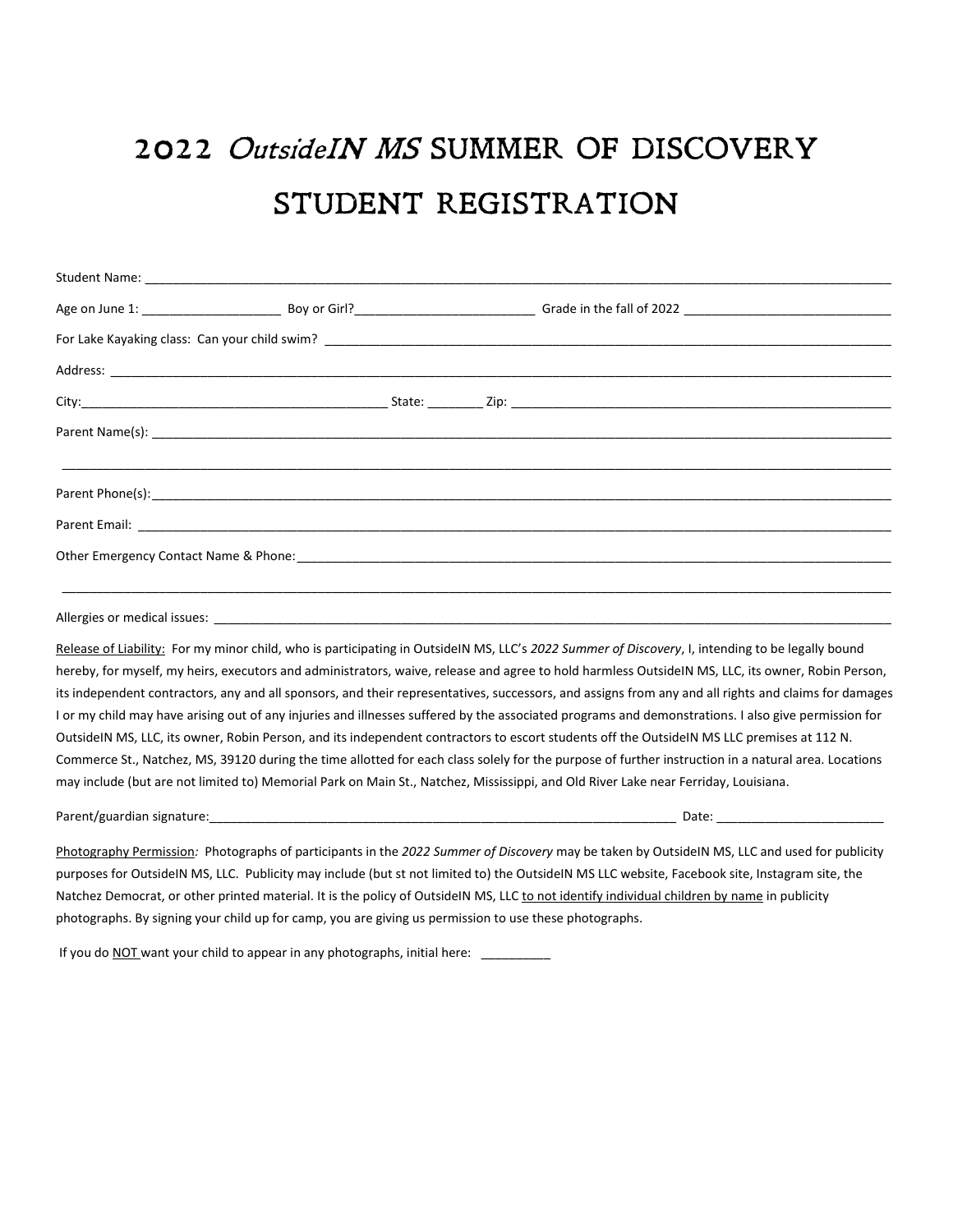# 2022 *OutsideIN MS* SUMMER OF DISCOVERY STUDENT REGISTRATION

Student Name: ______________________________________________________________________________

Age on June 1: ____________________ Boy or Girl?_________________________ Grade in the fall of 2022 _____________________________

For Lake Kayaking class: Can your child swim? _____________________________________________________________

Address: ______________________________________________________________________________

City:____________________________________________ State: ________ Zip: ____________________________________

Parent Name(s): ______________________________________________________________________________

______________________________________________________________________________

Parent Phone(s):______________________________________________________________________________

Parent Email: ______________________________________________________________________________

Other Emergency Contact Name & Phone:_____________________________________________________________

______________________________________________________________________________

Allergies or medical issues: ______________________________________________________________________

Release of Liability: For my minor child, who is participating in OutsideIN MS, LLC's *2022 Summer of Discovery*, I, intending to be legally bound hereby, for myself, my heirs, executors and administrators, waive, release and agree to hold harmless OutsideIN MS, LLC, its owner, Robin Person, its independent contractors, any and all sponsors, and their representatives, successors, and assigns from any and all rights and claims for damages I or my child may have arising out of any injuries and illnesses suffered by the associated programs and demonstrations. I also give permission for OutsideIN MS, LLC, its owner, Robin Person, and its independent contractors to escort students off the OutsideIN MS LLC premises at 112 N. Commerce St., Natchez, MS, 39120 during the time allotted for each class solely for the purpose of further instruction in a natural area. Locations may include (but are not limited to) Memorial Park on Main St., Natchez, Mississippi, and Old River Lake near Ferriday, Louisiana.

Parent/guardian signature:______________________________________________________________________ Date: ________________________

Photography Permission*:* Photographs of participants in the *2022 Summer of Discovery* may be taken by OutsideIN MS, LLC and used for publicity purposes for OutsideIN MS, LLC. Publicity may include (but st not limited to) the OutsideIN MS LLC website, Facebook site, Instagram site, the Natchez Democrat, or other printed material. It is the policy of OutsideIN MS, LLC to not identify individual children by name in publicity photographs. By signing your child up for camp, you are giving us permission to use these photographs.

If you do NOT want your child to appear in any photographs, initial here: __________